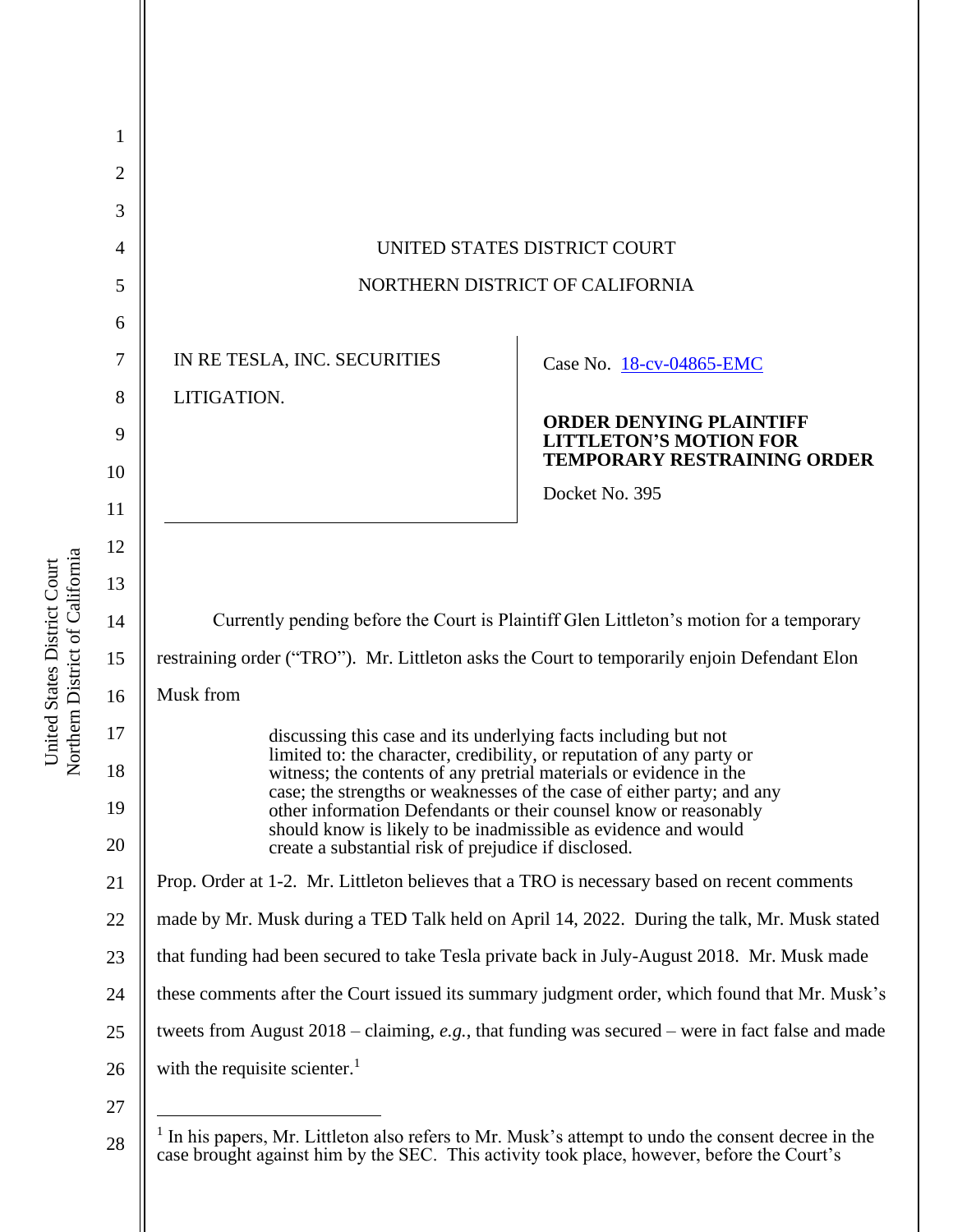UNITED STATES DISTRICT COURT

NORTHERN DISTRICT OF CALIFORNIA

IN RE TESLA, INC. SECURITIES LITIGATION.

Case No. 18-cv-04865-EMC

**ORDER DENYING PLAINTIFF LITTLETON'S MOTION FOR TEMPORARY RESTRAINING ORDER**

Docket No. 395

Currently pending before the Court is Plaintiff Glen Littleton's motion for a temporary restraining order ("TRO"). Mr. Littleton asks the Court to temporarily enjoin Defendant Elon Musk from

> discussing this case and its underlying facts including but not limited to: the character, credibility, or reputation of any party or witness; the contents of any pretrial materials or evidence in the case; the strengths or weaknesses of the case of either party; and any other information Defendants or their counsel know or reasonably should know is likely to be inadmissible as evidence and would create a substantial risk of prejudice if disclosed.

Prop. Order at 1-2. Mr. Littleton believes that a TRO is necessary based on recent comments made by Mr. Musk during a TED Talk held on April 14, 2022. During the talk, Mr. Musk stated that funding had been secured to take Tesla private back in July-August 2018. Mr. Musk made these comments after the Court issued its summary judgment order, which found that Mr. Musk's tweets from August 2018 – claiming, *e.g.*, that funding was secured – were in fact false and made with the requisite scienter.[1]

---

[1] In his papers, Mr. Littleton also refers to Mr. Musk's attempt to undo the consent decree in the case brought against him by the SEC. This activity took place, however, before the Court's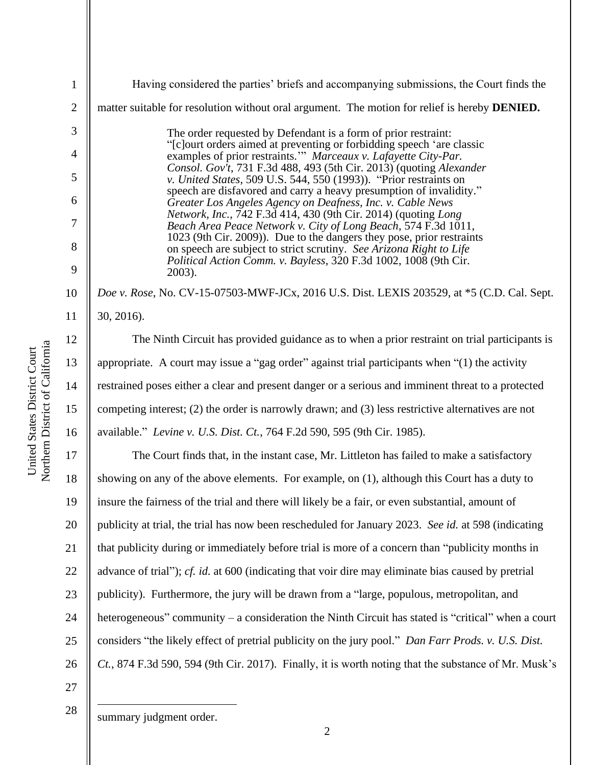Having considered the parties' briefs and accompanying submissions, the Court finds the matter suitable for resolution without oral argument. The motion for relief is hereby **DENIED.**

> The order requested by Defendant is a form of prior restraint: "[c]ourt orders aimed at preventing or forbidding speech 'are classic examples of prior restraints.'" *Marceaux v. Lafayette City-Par. Consol. Gov't*, 731 F.3d 488, 493 (5th Cir. 2013) (quoting *Alexander v. United States*, 509 U.S. 544, 550 (1993)). "Prior restraints on speech are disfavored and carry a heavy presumption of invalidity." *Greater Los Angeles Agency on Deafness, Inc. v. Cable News Network, Inc.*, 742 F.3d 414, 430 (9th Cir. 2014) (quoting *Long Beach Area Peace Network v. City of Long Beach*, 574 F.3d 1011, 1023 (9th Cir. 2009)). Due to the dangers they pose, prior restraints on speech are subject to strict scrutiny. *See Arizona Right to Life Political Action Comm. v. Bayless*, 320 F.3d 1002, 1008 (9th Cir. 2003).

*Doe v. Rose*, No. CV-15-07503-MWF-JCx, 2016 U.S. Dist. LEXIS 203529, at *5 (C.D. Cal. Sept. 30, 2016).

The Ninth Circuit has provided guidance as to when a prior restraint on trial participants is appropriate. A court may issue a "gag order" against trial participants when "(1) the activity restrained poses either a clear and present danger or a serious and imminent threat to a protected competing interest; (2) the order is narrowly drawn; and (3) less restrictive alternatives are not available." *Levine v. U.S. Dist. Ct.*, 764 F.2d 590, 595 (9th Cir. 1985).

The Court finds that, in the instant case, Mr. Littleton has failed to make a satisfactory showing on any of the above elements. For example, on (1), although this Court has a duty to insure the fairness of the trial and there will likely be a fair, or even substantial, amount of publicity at trial, the trial has now been rescheduled for January 2023. *See id.* at 598 (indicating that publicity during or immediately before trial is more of a concern than "publicity months in advance of trial"); *cf. id.* at 600 (indicating that voir dire may eliminate bias caused by pretrial publicity). Furthermore, the jury will be drawn from a "large, populous, metropolitan, and heterogeneous" community – a consideration the Ninth Circuit has stated is "critical" when a court considers "the likely effect of pretrial publicity on the jury pool." *Dan Farr Prods. v. U.S. Dist. Ct.*, 874 F.3d 590, 594 (9th Cir. 2017). Finally, it is worth noting that the substance of Mr. Musk's

---

summary judgment order.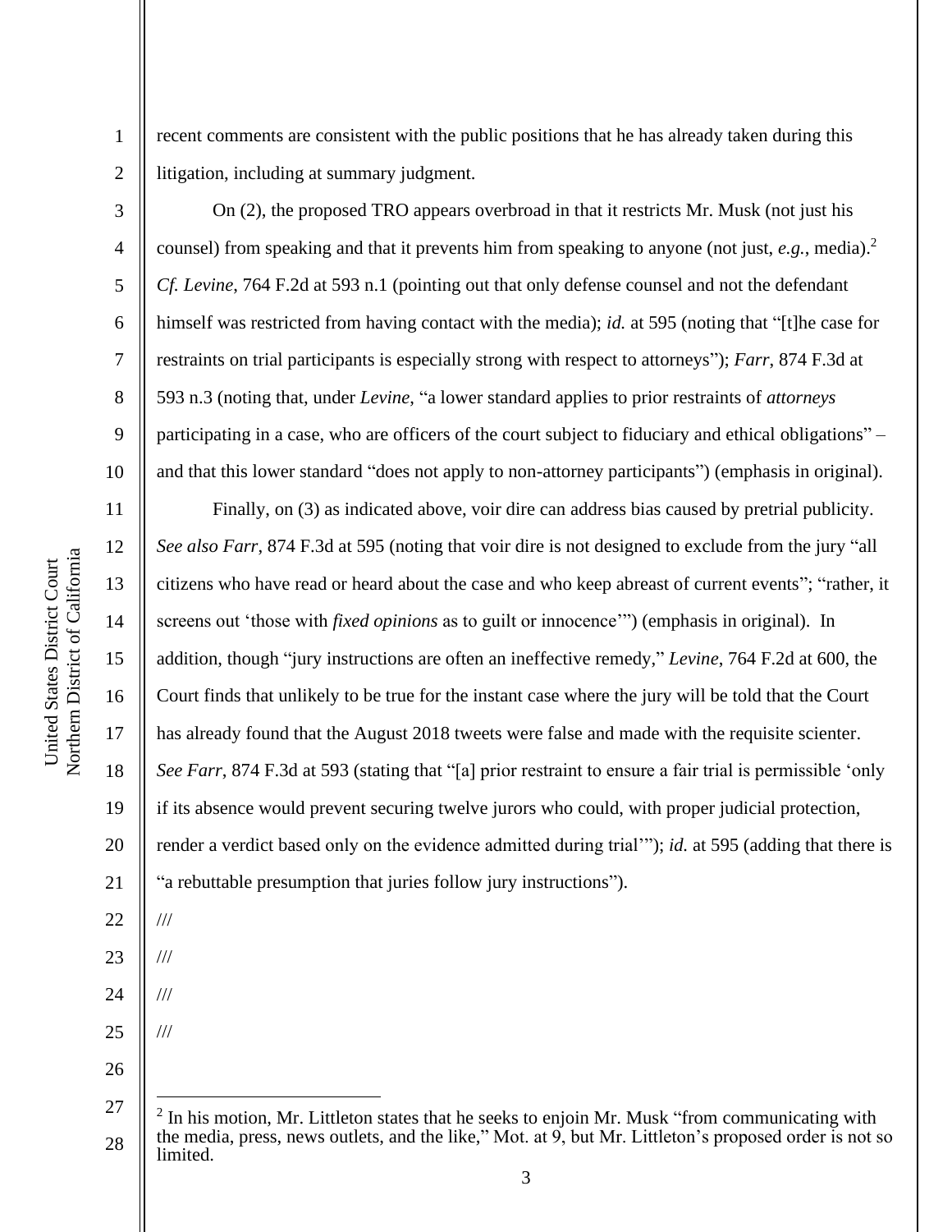recent comments are consistent with the public positions that he has already taken during this litigation, including at summary judgment.

On (2), the proposed TRO appears overbroad in that it restricts Mr. Musk (not just his counsel) from speaking and that it prevents him from speaking to anyone (not just, *e.g.*, media).[2] *Cf. Levine*, 764 F.2d at 593 n.1 (pointing out that only defense counsel and not the defendant himself was restricted from having contact with the media); *id.* at 595 (noting that "[t]he case for restraints on trial participants is especially strong with respect to attorneys"); *Farr*, 874 F.3d at 593 n.3 (noting that, under *Levine*, "a lower standard applies to prior restraints of *attorneys* participating in a case, who are officers of the court subject to fiduciary and ethical obligations" – and that this lower standard "does not apply to non-attorney participants") (emphasis in original).

Finally, on (3) as indicated above, voir dire can address bias caused by pretrial publicity. *See also Farr*, 874 F.3d at 595 (noting that voir dire is not designed to exclude from the jury "all citizens who have read or heard about the case and who keep abreast of current events"; "rather, it screens out 'those with *fixed opinions* as to guilt or innocence'") (emphasis in original). In addition, though "jury instructions are often an ineffective remedy," *Levine*, 764 F.2d at 600, the Court finds that unlikely to be true for the instant case where the jury will be told that the Court has already found that the August 2018 tweets were false and made with the requisite scienter. *See Farr*, 874 F.3d at 593 (stating that "[a] prior restraint to ensure a fair trial is permissible 'only if its absence would prevent securing twelve jurors who could, with proper judicial protection, render a verdict based only on the evidence admitted during trial'"); *id.* at 595 (adding that there is "a rebuttable presumption that juries follow jury instructions").

///

///

///

///

---

[2] In his motion, Mr. Littleton states that he seeks to enjoin Mr. Musk "from communicating with the media, press, news outlets, and the like," Mot. at 9, but Mr. Littleton's proposed order is not so limited.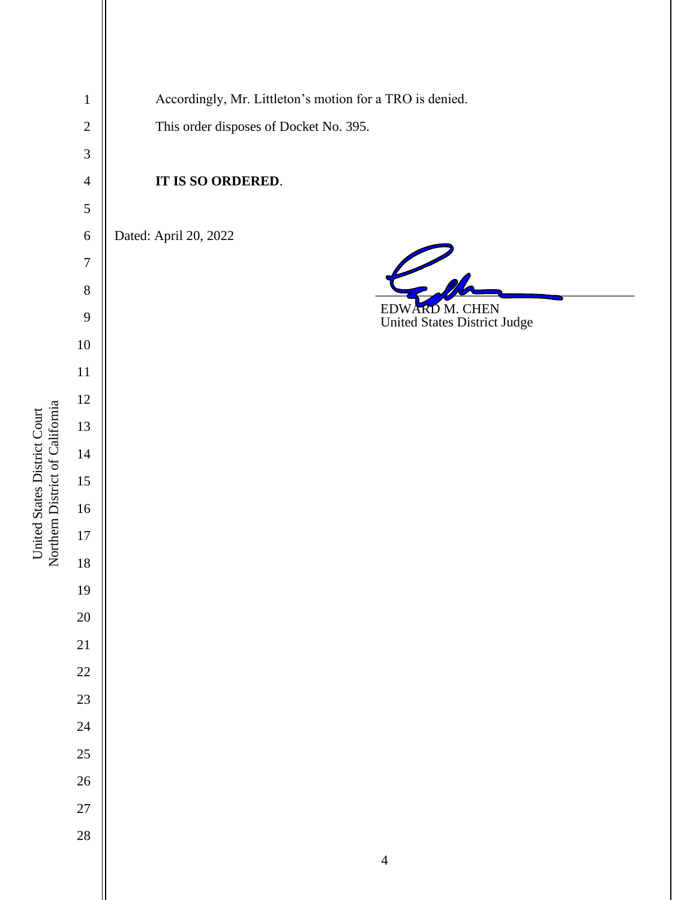Accordingly, Mr. Littleton's motion for a TRO is denied.

This order disposes of Docket No. 395.

**IT IS SO ORDERED**.

Dated: April 20, 2022

EDWARD M. CHEN
United States District Judge